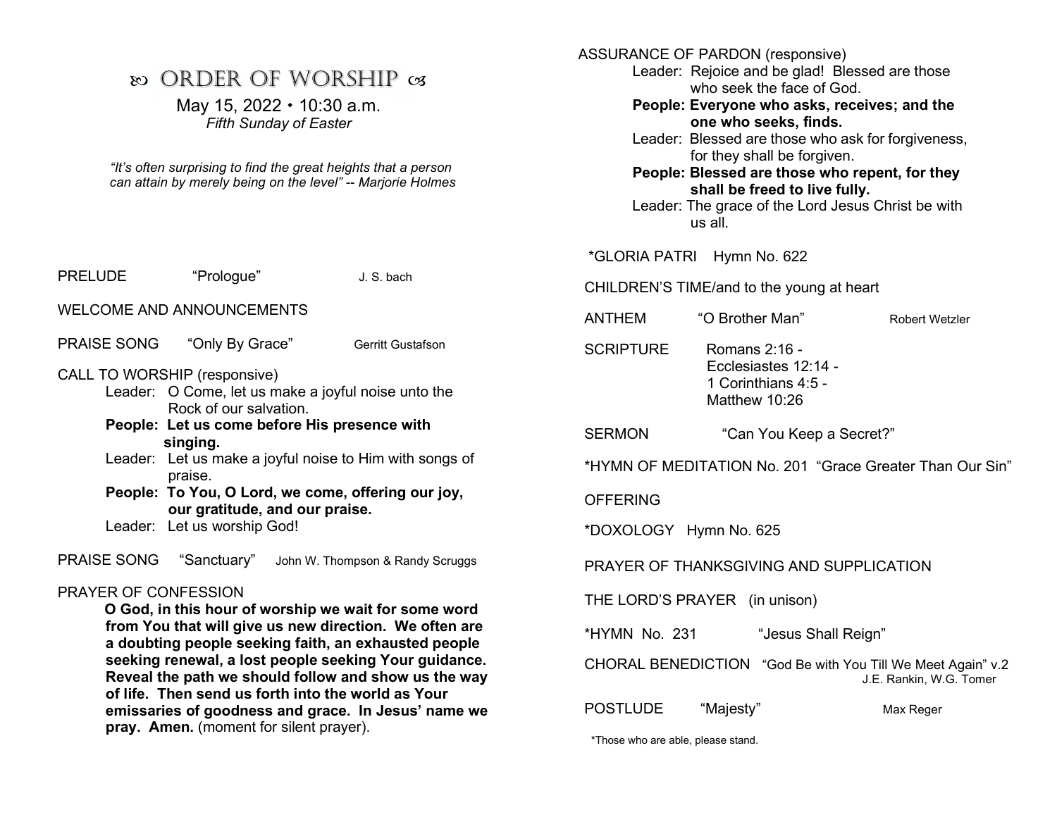# ꕥ ORDER OF WORSHIP ꕥ

May 15, 2022 • 10:30 a.m.

*Fifth Sunday of Easter*

*"It's often surprising to find the great heights that a person can attain by merely being on the level" -- Marjorie Holmes*

PRELUDE "Prologue" J. S. bach

WELCOME AND ANNOUNCEMENTS

PRAISE SONG "Only By Grace" Gerritt Gustafson

CALL TO WORSHIP (responsive)

Leader: O Come, let us make a joyful noise unto the Rock of our salvation.

**People: Let us come before His presence with singing.**

Leader: Let us make a joyful noise to Him with songs of praise.

**People: To You, O Lord, we come, offering our joy, our gratitude, and our praise.**

Leader: Let us worship God!

PRAISE SONG "Sanctuary" John W. Thompson & Randy Scruggs

PRAYER OF CONFESSION

**O God, in this hour of worship we wait for some word from You that will give us new direction. We often are a doubting people seeking faith, an exhausted people seeking renewal, a lost people seeking Your guidance. Reveal the path we should follow and show us the way of life. Then send us forth into the world as Your emissaries of goodness and grace. In Jesus' name we pray. Amen.** (moment for silent prayer).

ASSURANCE OF PARDON (responsive)

Leader: Rejoice and be glad! Blessed are those who seek the face of God.

**People: Everyone who asks, receives; and the one who seeks, finds.**

Leader: Blessed are those who ask for forgiveness, for they shall be forgiven.

**People: Blessed are those who repent, for they shall be freed to live fully.**

Leader: The grace of the Lord Jesus Christ be with us all.

*GLORIA PATRI Hymn No. 622

CHILDREN'S TIME/and to the young at heart

ANTHEM "O Brother Man" Robert Wetzler

SCRIPTURE Romans 2:16 -
Ecclesiastes 12:14 -
1 Corinthians 4:5 -
Matthew 10:26

SERMON "Can You Keep a Secret?"

*HYMN OF MEDITATION No. 201 "Grace Greater Than Our Sin"

OFFERING

*DOXOLOGY Hymn No. 625

PRAYER OF THANKSGIVING AND SUPPLICATION

THE LORD'S PRAYER (in unison)

*HYMN No. 231 "Jesus Shall Reign"

CHORAL BENEDICTION "God Be with You Till We Meet Again" v.2
J.E. Rankin, W.G. Tomer

POSTLUDE "Majesty" Max Reger

*Those who are able, please stand.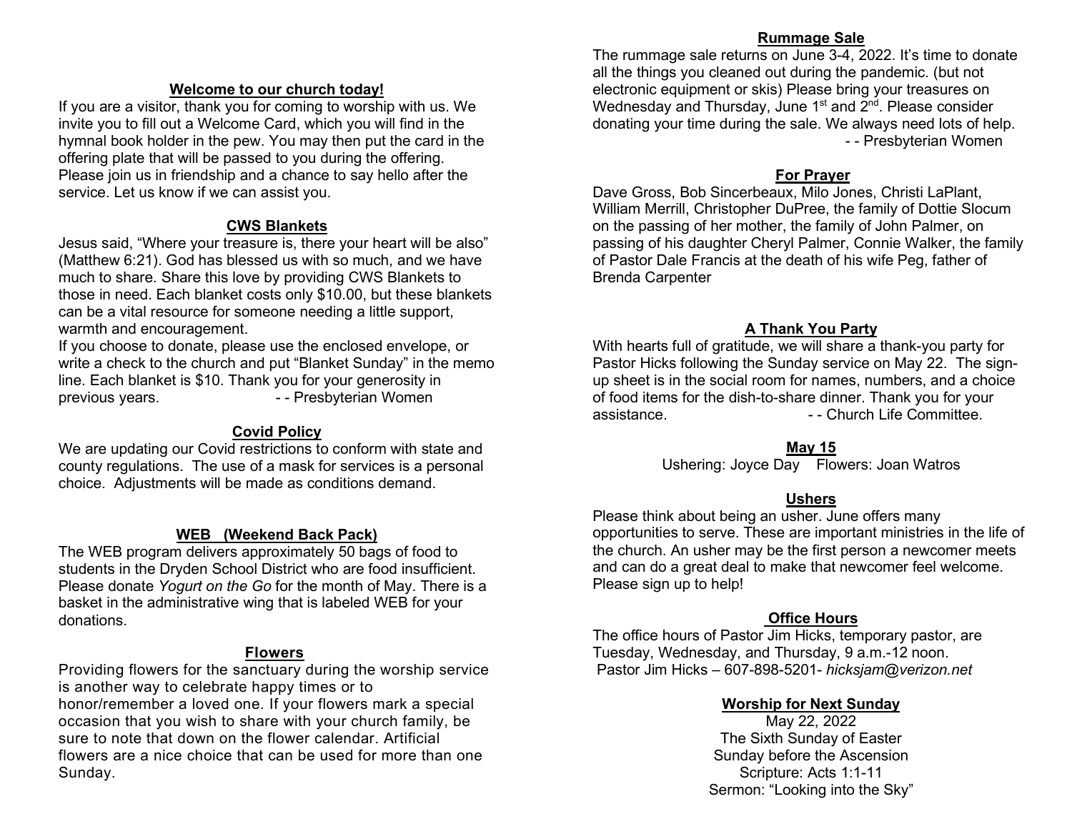## Welcome to our church today!

If you are a visitor, thank you for coming to worship with us. We invite you to fill out a Welcome Card, which you will find in the hymnal book holder in the pew. You may then put the card in the offering plate that will be passed to you during the offering. Please join us in friendship and a chance to say hello after the service. Let us know if we can assist you.

## CWS Blankets

Jesus said, "Where your treasure is, there your heart will be also" (Matthew 6:21). God has blessed us with so much, and we have much to share. Share this love by providing CWS Blankets to those in need. Each blanket costs only $10.00, but these blankets can be a vital resource for someone needing a little support, warmth and encouragement.

If you choose to donate, please use the enclosed envelope, or write a check to the church and put "Blanket Sunday" in the memo line. Each blanket is $10. Thank you for your generosity in previous years. - - Presbyterian Women

## Covid Policy

We are updating our Covid restrictions to conform with state and county regulations. The use of a mask for services is a personal choice. Adjustments will be made as conditions demand.

## WEB (Weekend Back Pack)

The WEB program delivers approximately 50 bags of food to students in the Dryden School District who are food insufficient. Please donate *Yogurt on the Go* for the month of May. There is a basket in the administrative wing that is labeled WEB for your donations.

## Flowers

Providing flowers for the sanctuary during the worship service is another way to celebrate happy times or to honor/remember a loved one. If your flowers mark a special occasion that you wish to share with your church family, be sure to note that down on the flower calendar. Artificial flowers are a nice choice that can be used for more than one Sunday.

## Rummage Sale

The rummage sale returns on June 3-4, 2022. It's time to donate all the things you cleaned out during the pandemic. (but not electronic equipment or skis) Please bring your treasures on Wednesday and Thursday, June 1st and 2nd. Please consider donating your time during the sale. We always need lots of help.

- - Presbyterian Women

## For Prayer

Dave Gross, Bob Sincerbeaux, Milo Jones, Christi LaPlant, William Merrill, Christopher DuPree, the family of Dottie Slocum on the passing of her mother, the family of John Palmer, on passing of his daughter Cheryl Palmer, Connie Walker, the family of Pastor Dale Francis at the death of his wife Peg, father of Brenda Carpenter

## A Thank You Party

With hearts full of gratitude, we will share a thank-you party for Pastor Hicks following the Sunday service on May 22. The sign-up sheet is in the social room for names, numbers, and a choice of food items for the dish-to-share dinner. Thank you for your assistance. - - Church Life Committee.

## May 15

Ushering: Joyce Day Flowers: Joan Watros

## Ushers

Please think about being an usher. June offers many opportunities to serve. These are important ministries in the life of the church. An usher may be the first person a newcomer meets and can do a great deal to make that newcomer feel welcome. Please sign up to help!

## Office Hours

The office hours of Pastor Jim Hicks, temporary pastor, are Tuesday, Wednesday, and Thursday, 9 a.m.-12 noon.
Pastor Jim Hicks – 607-898-5201- *hicksjam@verizon.net*

## Worship for Next Sunday

May 22, 2022
The Sixth Sunday of Easter
Sunday before the Ascension
Scripture: Acts 1:1-11
Sermon: "Looking into the Sky"